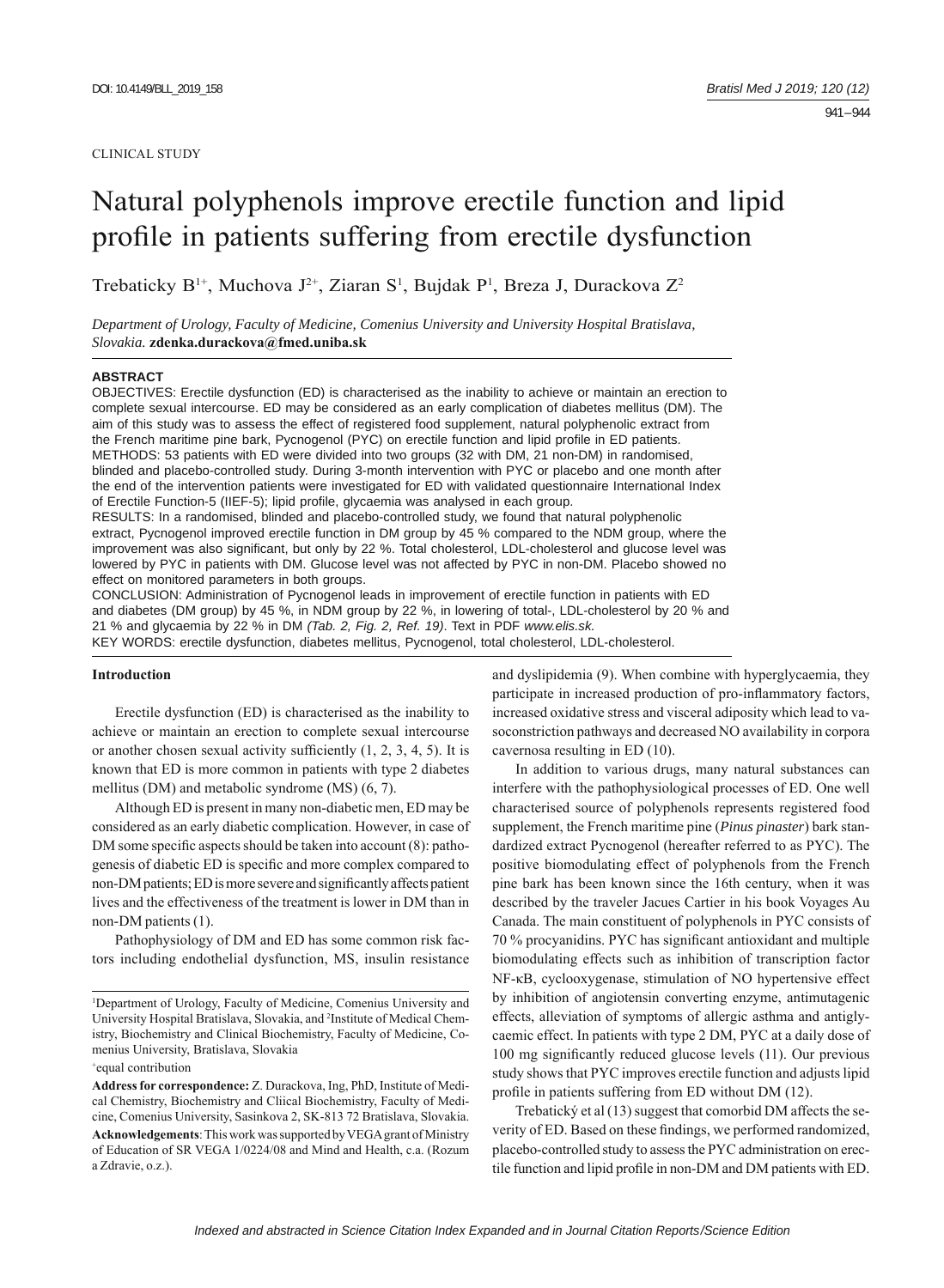CLINICAL STUDY

# Natural polyphenols improve erectile function and lipid profile in patients suffering from erectile dysfunction

Trebaticky B[1+], Muchova J[2+], Ziaran S[1], Bujdak P[1], Breza J, Durackova Z[2]

*Department of Urology, Faculty of Medicine, Comenius University and University Hospital Bratislava, Slovakia.* **zdenka.durackova@fmed.uniba.sk**

**ABSTRACT**

OBJECTIVES: Erectile dysfunction (ED) is characterised as the inability to achieve or maintain an erection to complete sexual intercourse. ED may be considered as an early complication of diabetes mellitus (DM). The aim of this study was to assess the effect of registered food supplement, natural polyphenolic extract from the French maritime pine bark, Pycnogenol (PYC) on erectile function and lipid profile in ED patients.

METHODS: 53 patients with ED were divided into two groups (32 with DM, 21 non-DM) in randomised, blinded and placebo-controlled study. During 3-month intervention with PYC or placebo and one month after the end of the intervention patients were investigated for ED with validated questionnaire International Index of Erectile Function-5 (IIEF-5); lipid profile, glycaemia was analysed in each group.

RESULTS: In a randomised, blinded and placebo-controlled study, we found that natural polyphenolic extract, Pycnogenol improved erectile function in DM group by 45 % compared to the NDM group, where the improvement was also significant, but only by 22 %. Total cholesterol, LDL-cholesterol and glucose level was lowered by PYC in patients with DM. Glucose level was not affected by PYC in non-DM. Placebo showed no effect on monitored parameters in both groups.

CONCLUSION: Administration of Pycnogenol leads in improvement of erectile function in patients with ED and diabetes (DM group) by 45 %, in NDM group by 22 %, in lowering of total-, LDL-cholesterol by 20 % and 21 % and glycaemia by 22 % in DM *(Tab. 2, Fig. 2, Ref. 19)*. Text in PDF *www.elis.sk.*

KEY WORDS: erectile dysfunction, diabetes mellitus, Pycnogenol, total cholesterol, LDL-cholesterol.

## Introduction

Erectile dysfunction (ED) is characterised as the inability to achieve or maintain an erection to complete sexual intercourse or another chosen sexual activity sufficiently (1, 2, 3, 4, 5). It is known that ED is more common in patients with type 2 diabetes mellitus (DM) and metabolic syndrome (MS) (6, 7).

Although ED is present in many non-diabetic men, ED may be considered as an early diabetic complication. However, in case of DM some specific aspects should be taken into account (8): pathogenesis of diabetic ED is specific and more complex compared to non-DM patients; ED is more severe and significantly affects patient lives and the effectiveness of the treatment is lower in DM than in non-DM patients (1).

Pathophysiology of DM and ED has some common risk factors including endothelial dysfunction, MS, insulin resistance and dyslipidemia (9). When combine with hyperglycaemia, they participate in increased production of pro-inflammatory factors, increased oxidative stress and visceral adiposity which lead to vasoconstriction pathways and decreased NO availability in corpora cavernosa resulting in ED (10).

In addition to various drugs, many natural substances can interfere with the pathophysiological processes of ED. One well characterised source of polyphenols represents registered food supplement, the French maritime pine (*Pinus pinaster*) bark standardized extract Pycnogenol (hereafter referred to as PYC). The positive biomodulating effect of polyphenols from the French pine bark has been known since the 16th century, when it was described by the traveler Jacues Cartier in his book Voyages Au Canada. The main constituent of polyphenols in PYC consists of 70 % procyanidins. PYC has significant antioxidant and multiple biomodulating effects such as inhibition of transcription factor NF-κB, cyclooxygenase, stimulation of NO hypertensive effect by inhibition of angiotensin converting enzyme, antimutagenic effects, alleviation of symptoms of allergic asthma and antiglycaemic effect. In patients with type 2 DM, PYC at a daily dose of 100 mg significantly reduced glucose levels (11). Our previous study shows that PYC improves erectile function and adjusts lipid profile in patients suffering from ED without DM (12).

Trebatický et al (13) suggest that comorbid DM affects the severity of ED. Based on these findings, we performed randomized, placebo-controlled study to assess the PYC administration on erectile function and lipid profile in non-DM and DM patients with ED.

---

[1]Department of Urology, Faculty of Medicine, Comenius University and University Hospital Bratislava, Slovakia, and [2]Institute of Medical Chemistry, Biochemistry and Clinical Biochemistry, Faculty of Medicine, Comenius University, Bratislava, Slovakia

[+]equal contribution

**Address for correspondence:** Z. Durackova, Ing, PhD, Institute of Medical Chemistry, Biochemistry and Cliical Biochemistry, Faculty of Medicine, Comenius University, Sasinkova 2, SK-813 72 Bratislava, Slovakia.

**Acknowledgements**: This work was supported by VEGA grant of Ministry of Education of SR VEGA 1/0224/08 and Mind and Health, c.a. (Rozum a Zdravie, o.z.).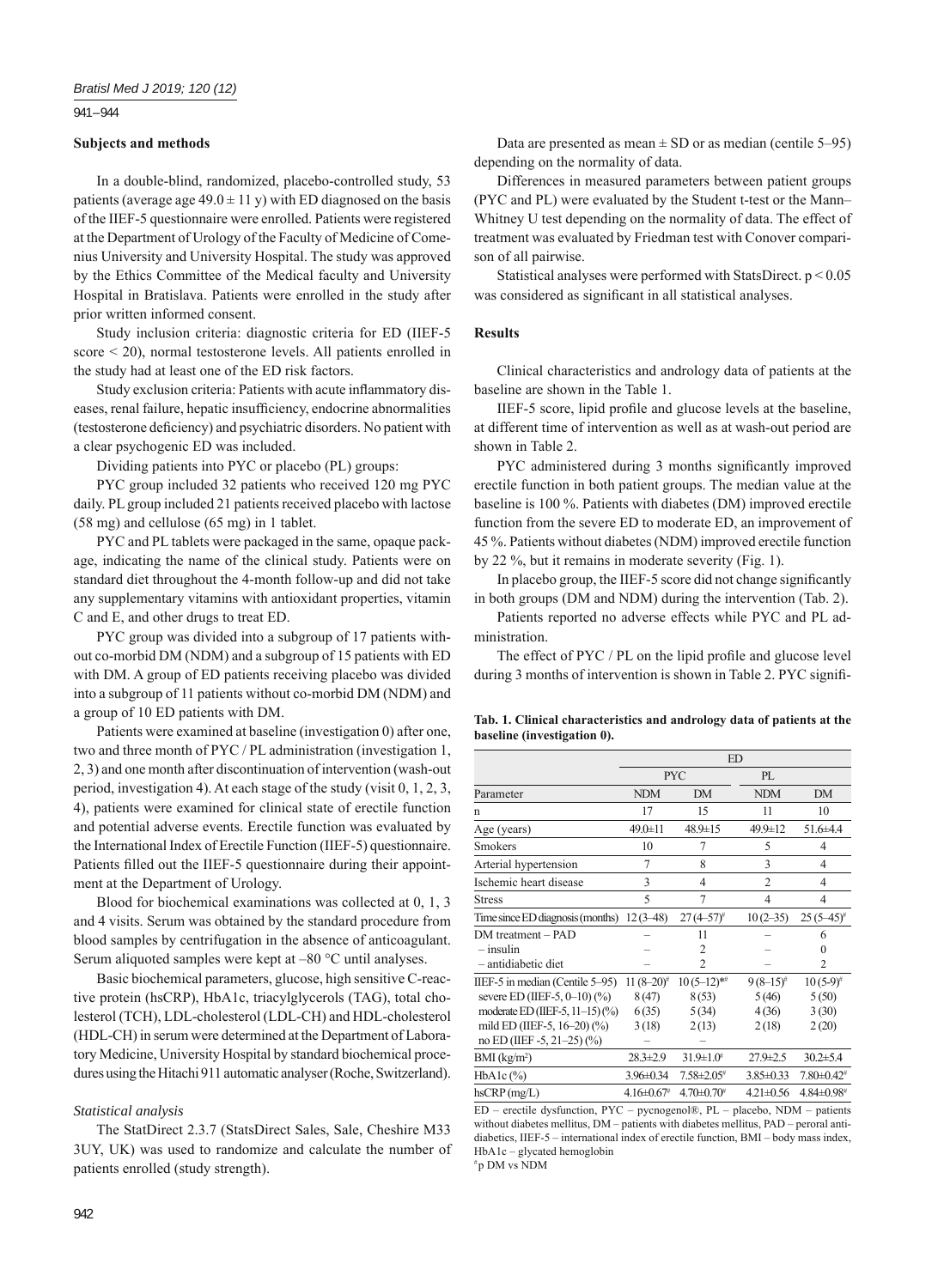### Subjects and methods

In a double-blind, randomized, placebo-controlled study, 53 patients (average age 49.0 ± 11 y) with ED diagnosed on the basis of the IIEF-5 questionnaire were enrolled. Patients were registered at the Department of Urology of the Faculty of Medicine of Comenius University and University Hospital. The study was approved by the Ethics Committee of the Medical faculty and University Hospital in Bratislava. Patients were enrolled in the study after prior written informed consent.

Study inclusion criteria: diagnostic criteria for ED (IIEF-5 score < 20), normal testosterone levels. All patients enrolled in the study had at least one of the ED risk factors.

Study exclusion criteria: Patients with acute inflammatory diseases, renal failure, hepatic insufficiency, endocrine abnormalities (testosterone deficiency) and psychiatric disorders. No patient with a clear psychogenic ED was included.

Dividing patients into PYC or placebo (PL) groups:

PYC group included 32 patients who received 120 mg PYC daily. PL group included 21 patients received placebo with lactose (58 mg) and cellulose (65 mg) in 1 tablet.

PYC and PL tablets were packaged in the same, opaque package, indicating the name of the clinical study. Patients were on standard diet throughout the 4-month follow-up and did not take any supplementary vitamins with antioxidant properties, vitamin C and E, and other drugs to treat ED.

PYC group was divided into a subgroup of 17 patients without co-morbid DM (NDM) and a subgroup of 15 patients with ED with DM. A group of ED patients receiving placebo was divided into a subgroup of 11 patients without co-morbid DM (NDM) and a group of 10 ED patients with DM.

Patients were examined at baseline (investigation 0) after one, two and three month of PYC / PL administration (investigation 1, 2, 3) and one month after discontinuation of intervention (wash-out period, investigation 4). At each stage of the study (visit 0, 1, 2, 3, 4), patients were examined for clinical state of erectile function and potential adverse events. Erectile function was evaluated by the International Index of Erectile Function (IIEF-5) questionnaire. Patients filled out the IIEF-5 questionnaire during their appointment at the Department of Urology.

Blood for biochemical examinations was collected at 0, 1, 3 and 4 visits. Serum was obtained by the standard procedure from blood samples by centrifugation in the absence of anticoagulant. Serum aliquoted samples were kept at –80 °C until analyses.

Basic biochemical parameters, glucose, high sensitive C-reactive protein (hsCRP), HbA1c, triacylglycerols (TAG), total cholesterol (TCH), LDL-cholesterol (LDL-CH) and HDL-cholesterol (HDL-CH) in serum were determined at the Department of Laboratory Medicine, University Hospital by standard biochemical procedures using the Hitachi 911 automatic analyser (Roche, Switzerland).

#### *Statistical analysis*

The StatDirect 2.3.7 (StatsDirect Sales, Sale, Cheshire M33 3UY, UK) was used to randomize and calculate the number of patients enrolled (study strength).

Data are presented as mean ± SD or as median (centile 5–95) depending on the normality of data.

Differences in measured parameters between patient groups (PYC and PL) were evaluated by the Student t-test or the Mann–Whitney U test depending on the normality of data. The effect of treatment was evaluated by Friedman test with Conover comparison of all pairwise.

Statistical analyses were performed with StatsDirect. $p < 0.05$ was considered as significant in all statistical analyses.

### Results

Clinical characteristics and andrology data of patients at the baseline are shown in the Table 1.

IIEF-5 score, lipid profile and glucose levels at the baseline, at different time of intervention as well as at wash-out period are shown in Table 2.

PYC administered during 3 months significantly improved erectile function in both patient groups. The median value at the baseline is 100 %. Patients with diabetes (DM) improved erectile function from the severe ED to moderate ED, an improvement of 45 %. Patients without diabetes (NDM) improved erectile function by 22 %, but it remains in moderate severity (Fig. 1).

In placebo group, the IIEF-5 score did not change significantly in both groups (DM and NDM) during the intervention (Tab. 2).

Patients reported no adverse effects while PYC and PL administration.

The effect of PYC / PL on the lipid profile and glucose level during 3 months of intervention is shown in Table 2. PYC signifi-

**Tab. 1. Clinical characteristics and andrology data of patients at the baseline (investigation 0).**

| | ED | | | |
|---|---|---|---|---|
| | PYC | | PL | |
| Parameter | NDM | DM | NDM | DM |
| n | 17 | 15 | 11 | 10 |
| Age (years) | 49.0±11 | 48.9±15 | 49.9±12 | 51.6±4.4 |
| Smokers | 10 | 7 | 5 | 4 |
| Arterial hypertension | 7 | 8 | 3 | 4 |
| Ischemic heart disease | 3 | 4 | 2 | 4 |
| Stress | 5 | 7 | 4 | 4 |
| Time since ED diagnosis (months) | 12 (3–48) | 27 (4–57)# | 10 (2–35) | 25 (5–45)# |
| DM treatment – PAD | – | 11 | – | 6 |
| – insulin | – | 2 | – | 0 |
| – antidiabetic diet | – | 2 | – | 2 |
| IIEF-5 in median (Centile 5–95) | 11 (8–20)# | 10 (5–12)*# | 9 (8–15)# | 10 (5-9)# |
| severe ED (IIEF-5, 0–10) (%) | 8 (47) | 8 (53) | 5 (46) | 5 (50) |
| moderate ED (IIEF-5, 11–15) (%) | 6 (35) | 5 (34) | 4 (36) | 3 (30) |
| mild ED (IIEF-5, 16–20) (%) | 3 (18) | 2 (13) | 2 (18) | 2 (20) |
| no ED (IIEF -5, 21–25) (%) | – | – | | |
| BMI (kg/m²) | 28.3±2.9 | 31.9±1.0# | 27.9±2.5 | 30.2±5.4 |
| HbA1c (%) | 3.96±0.34 | 7.58±2.05# | 3.85±0.33 | 7.80±0.42# |
| hsCRP (mg/L) | 4.16±0.67# | 4.70±0.70# | 4.21±0.56 | 4.84±0.98# |

ED – erectile dysfunction, PYC – pycnogenol®, PL – placebo, NDM – patients without diabetes mellitus, DM – patients with diabetes mellitus, PAD – peroral antidiabetics, IIEF-5 – international index of erectile function, BMI – body mass index, HbA1c – glycated hemoglobin

#p DM vs NDM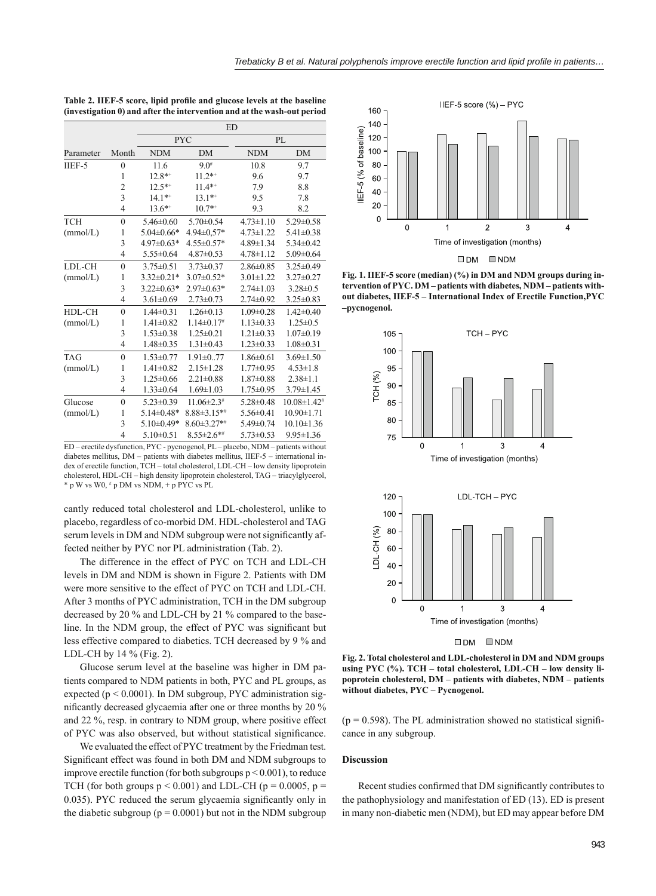**Table 2. IIEF-5 score, lipid profile and glucose levels at the baseline (investigation 0) and after the intervention and at the wash-out period**

| | | ED | | | |
|---|---|---|---|---|---|
| | | PYC | | PL | |
| Parameter | Month | NDM | DM | NDM | DM |
| IIEF-5 | 0 | 11.6 | 9.0# | 10.8 | 9.7 |
| | 1 | 12.8*+ | 11.2*+ | 9.6 | 9.7 |
| | 2 | 12.5*+ | 11.4*+ | 7.9 | 8.8 |
| | 3 | 14.1*+ | 13.1*+ | 9.5 | 7.8 |
| | 4 | 13.6*+ | 10.7*+ | 9.3 | 8.2 |
| TCH (mmol/L) | 0 | 5.46±0.60 | 5.70±0.54 | 4.73±1.10 | 5.29±0.58 |
| | 1 | 5.04±0.66* | 4.94±0,57* | 4.73±1.22 | 5.41±0.38 |
| | 3 | 4.97±0.63* | 4.55±0.57* | 4.89±1.34 | 5.34±0.42 |
| | 4 | 5.55±0.64 | 4.87±0.53 | 4.78±1.12 | 5.09±0.64 |
| LDL-CH (mmol/L) | 0 | 3.75±0.51 | 3.73±0.37 | 2.86±0.85 | 3.25±0.49 |
| | 1 | 3.32±0.21* | 3.07±0.52* | 3.01±1.22 | 3.27±0.27 |
| | 3 | 3.22±0.63* | 2.97±0.63* | 2.74±1.03 | 3.28±0.5 |
| | 4 | 3.61±0.69 | 2.73±0.73 | 2.74±0.92 | 3.25±0.83 |
| HDL-CH (mmol/L) | 0 | 1.44±0.31 | 1.26±0.13 | 1.09±0.28 | 1.42±0.40 |
| | 1 | 1.41±0.82 | 1.14±0.17# | 1.13±0.33 | 1.25±0.5 |
| | 3 | 1.53±0.38 | 1.25±0.21 | 1.21±0.33 | 1.07±0.19 |
| | 4 | 1.48±0.35 | 1.31±0.43 | 1.23±0.33 | 1.08±0.31 |
| TAG (mmol/L) | 0 | 1.53±0.77 | 1.91±0..77 | 1.86±0.61 | 3.69±1.50 |
| | 1 | 1.41±0.82 | 2.15±1.28 | 1.77±0.95 | 4.53±1.8 |
| | 3 | 1.25±0.66 | 2.21±0.88 | 1.87±0.88 | 2.38±1.1 |
| | 4 | 1.33±0.64 | 1.69±1.03 | 1.75±0.95 | 3.79±1.45 |
| Glucose (mmol/L) | 0 | 5.23±0.39 | 11.06±2.3# | 5.28±0.48 | 10.08±1.42# |
| | 1 | 5.14±0.48* | 8.88±3.15*# | 5.56±0.41 | 10.90±1.71 |
| | 3 | 5.10±0.49* | 8.60±3.27*# | 5.49±0.74 | 10.10±1.36 |
| | 4 | 5.10±0.51 | 8.55±2.6*# | 5.73±0.53 | 9.95±1.36 |

ED – erectile dysfunction, PYC - pycnogenol, PL – placebo, NDM – patients without diabetes mellitus, DM – patients with diabetes mellitus, IIEF-5 – international index of erectile function, TCH – total cholesterol, LDL-CH – low density lipoprotein cholesterol, HDL-CH – high density lipoprotein cholesterol, TAG – triacylglycerol, * p W vs W0, # p DM vs NDM, + p PYC vs PL

cantly reduced total cholesterol and LDL-cholesterol, unlike to placebo, regardless of co-morbid DM. HDL-cholesterol and TAG serum levels in DM and NDM subgroup were not significantly affected neither by PYC nor PL administration (Tab. 2).

The difference in the effect of PYC on TCH and LDL-CH levels in DM and NDM is shown in Figure 2. Patients with DM were more sensitive to the effect of PYC on TCH and LDL-CH. After 3 months of PYC administration, TCH in the DM subgroup decreased by 20 % and LDL-CH by 21 % compared to the baseline. In the NDM group, the effect of PYC was significant but less effective compared to diabetics. TCH decreased by 9 % and LDL-CH by 14 % (Fig. 2).

Glucose serum level at the baseline was higher in DM patients compared to NDM patients in both, PYC and PL groups, as expected ($p < 0.0001$). In DM subgroup, PYC administration significantly decreased glycaemia after one or three months by 20 % and 22 %, resp. in contrary to NDM group, where positive effect of PYC was also observed, but without statistical significance.

We evaluated the effect of PYC treatment by the Friedman test. Significant effect was found in both DM and NDM subgroups to improve erectile function (for both subgroups $p < 0.001$), to reduce TCH (for both groups $p < 0.001$) and LDL-CH ($p = 0.0005$, $p = 0.035$). PYC reduced the serum glycaemia significantly only in the diabetic subgroup ($p = 0.0001$) but not in the NDM subgroup ($p = 0.598$). The PL administration showed no statistical significance in any subgroup.

**Fig. 1. IIEF-5 score (median) (%) in DM and NDM groups during intervention of PYC. DM – patients with diabetes, NDM – patients without diabetes, IIEF-5 – International Index of Erectile Function,PYC –pycnogenol.**

**Fig. 2. Total cholesterol and LDL-cholesterol in DM and NDM groups using PYC (%). TCH – total cholesterol, LDL-CH – low density lipoprotein cholesterol, DM – patients with diabetes, NDM – patients without diabetes, PYC – Pycnogenol.**

## Discussion

Recent studies confirmed that DM significantly contributes to the pathophysiology and manifestation of ED (13). ED is present in many non-diabetic men (NDM), but ED may appear before DM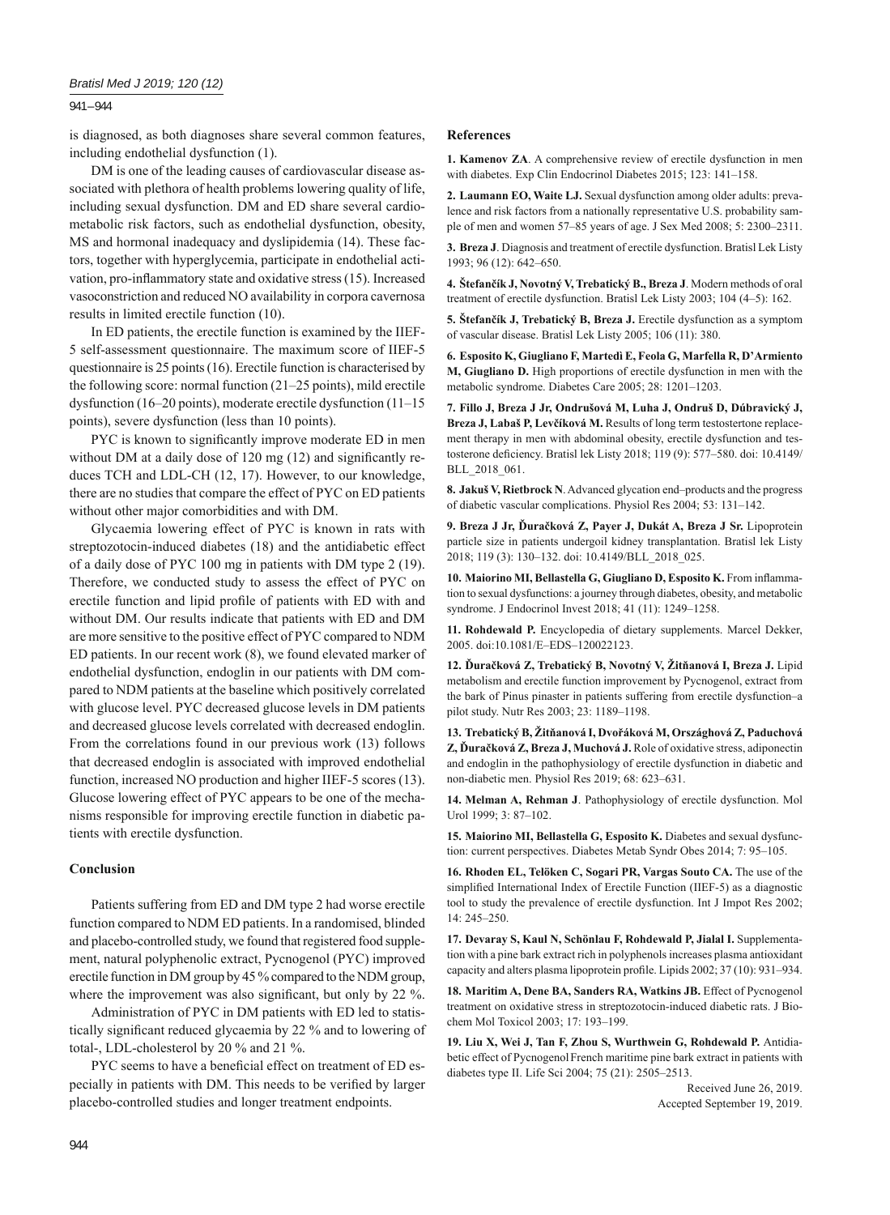is diagnosed, as both diagnoses share several common features, including endothelial dysfunction (1).

DM is one of the leading causes of cardiovascular disease associated with plethora of health problems lowering quality of life, including sexual dysfunction. DM and ED share several cardiometabolic risk factors, such as endothelial dysfunction, obesity, MS and hormonal inadequacy and dyslipidemia (14). These factors, together with hyperglycemia, participate in endothelial activation, pro-inflammatory state and oxidative stress (15). Increased vasoconstriction and reduced NO availability in corpora cavernosa results in limited erectile function (10).

In ED patients, the erectile function is examined by the IIEF-5 self-assessment questionnaire. The maximum score of IIEF-5 questionnaire is 25 points (16). Erectile function is characterised by the following score: normal function (21–25 points), mild erectile dysfunction (16–20 points), moderate erectile dysfunction (11–15 points), severe dysfunction (less than 10 points).

PYC is known to significantly improve moderate ED in men without DM at a daily dose of 120 mg (12) and significantly reduces TCH and LDL-CH (12, 17). However, to our knowledge, there are no studies that compare the effect of PYC on ED patients without other major comorbidities and with DM.

Glycaemia lowering effect of PYC is known in rats with streptozotocin-induced diabetes (18) and the antidiabetic effect of a daily dose of PYC 100 mg in patients with DM type 2 (19). Therefore, we conducted study to assess the effect of PYC on erectile function and lipid profile of patients with ED with and without DM. Our results indicate that patients with ED and DM are more sensitive to the positive effect of PYC compared to NDM ED patients. In our recent work (8), we found elevated marker of endothelial dysfunction, endoglin in our patients with DM compared to NDM patients at the baseline which positively correlated with glucose level. PYC decreased glucose levels in DM patients and decreased glucose levels correlated with decreased endoglin. From the correlations found in our previous work (13) follows that decreased endoglin is associated with improved endothelial function, increased NO production and higher IIEF-5 scores (13). Glucose lowering effect of PYC appears to be one of the mechanisms responsible for improving erectile function in diabetic patients with erectile dysfunction.

## Conclusion

Patients suffering from ED and DM type 2 had worse erectile function compared to NDM ED patients. In a randomised, blinded and placebo-controlled study, we found that registered food supplement, natural polyphenolic extract, Pycnogenol (PYC) improved erectile function in DM group by 45 % compared to the NDM group, where the improvement was also significant, but only by 22 %.

Administration of PYC in DM patients with ED led to statistically significant reduced glycaemia by 22 % and to lowering of total-, LDL-cholesterol by 20 % and 21 %.

PYC seems to have a beneficial effect on treatment of ED especially in patients with DM. This needs to be verified by larger placebo-controlled studies and longer treatment endpoints.

## References

**1. Kamenov ZA**. A comprehensive review of erectile dysfunction in men with diabetes. Exp Clin Endocrinol Diabetes 2015; 123: 141–158.

**2. Laumann EO, Waite LJ.** Sexual dysfunction among older adults: prevalence and risk factors from a nationally representative U.S. probability sample of men and women 57–85 years of age. J Sex Med 2008; 5: 2300–2311.

**3. Breza J**. Diagnosis and treatment of erectile dysfunction. Bratisl Lek Listy 1993; 96 (12): 642–650.

**4. Štefančík J, Novotný V, Trebatický B., Breza J**. Modern methods of oral treatment of erectile dysfunction. Bratisl Lek Listy 2003; 104 (4–5): 162.

**5. Štefančík J, Trebatický B, Breza J.** Erectile dysfunction as a symptom of vascular disease. Bratisl Lek Listy 2005; 106 (11): 380.

**6. Esposito K, Giugliano F, Martedì E, Feola G, Marfella R, D'Armiento M, Giugliano D.** High proportions of erectile dysfunction in men with the metabolic syndrome. Diabetes Care 2005; 28: 1201–1203.

**7. Fillo J, Breza J Jr, Ondrušová M, Luha J, Ondruš D, Dúbravický J, Breza J, Labaš P, Levčíková M.** Results of long term testostertone replacement therapy in men with abdominal obesity, erectile dysfunction and testosterone deficiency. Bratisl lek Listy 2018; 119 (9): 577–580. doi: 10.4149/BLL_2018_061.

**8. Jakuš V, Rietbrock N**. Advanced glycation end–products and the progress of diabetic vascular complications. Physiol Res 2004; 53: 131–142.

**9. Breza J Jr, Ďuračková Z, Payer J, Dukát A, Breza J Sr.** Lipoprotein particle size in patients undergoil kidney transplantation. Bratisl lek Listy 2018; 119 (3): 130–132. doi: 10.4149/BLL_2018_025.

**10. Maiorino MI, Bellastella G, Giugliano D, Esposito K.** From inflammation to sexual dysfunctions: a journey through diabetes, obesity, and metabolic syndrome. J Endocrinol Invest 2018; 41 (11): 1249–1258.

**11. Rohdewald P.** Encyclopedia of dietary supplements. Marcel Dekker, 2005. doi:10.1081/E–EDS–120022123.

**12. Ďuračková Z, Trebatický B, Novotný V, Žitňanová I, Breza J.** Lipid metabolism and erectile function improvement by Pycnogenol, extract from the bark of Pinus pinaster in patients suffering from erectile dysfunction–a pilot study. Nutr Res 2003; 23: 1189–1198.

**13. Trebatický B, Žitňanová I, Dvořáková M, Országhová Z, Paduchová Z, Ďuračková Z, Breza J, Muchová J.** Role of oxidative stress, adiponectin and endoglin in the pathophysiology of erectile dysfunction in diabetic and non-diabetic men. Physiol Res 2019; 68: 623–631.

**14. Melman A, Rehman J**. Pathophysiology of erectile dysfunction. Mol Urol 1999; 3: 87–102.

**15. Maiorino MI, Bellastella G, Esposito K.** Diabetes and sexual dysfunction: current perspectives. Diabetes Metab Syndr Obes 2014; 7: 95–105.

**16. Rhoden EL, Telöken C, Sogari PR, Vargas Souto CA.** The use of the simplified International Index of Erectile Function (IIEF-5) as a diagnostic tool to study the prevalence of erectile dysfunction. Int J Impot Res 2002; 14: 245–250.

**17. Devaray S, Kaul N, Schönlau F, Rohdewald P, Jialal I.** Supplementation with a pine bark extract rich in polyphenols increases plasma antioxidant capacity and alters plasma lipoprotein profile. Lipids 2002; 37 (10): 931–934.

**18. Maritim A, Dene BA, Sanders RA, Watkins JB.** Effect of Pycnogenol treatment on oxidative stress in streptozotocin-induced diabetic rats. J Biochem Mol Toxicol 2003; 17: 193–199.

**19. Liu X, Wei J, Tan F, Zhou S, Wurthwein G, Rohdewald P.** Antidiabetic effect of Pycnogenol French maritime pine bark extract in patients with diabetes type II. Life Sci 2004; 75 (21): 2505–2513.

Received June 26, 2019.
Accepted September 19, 2019.